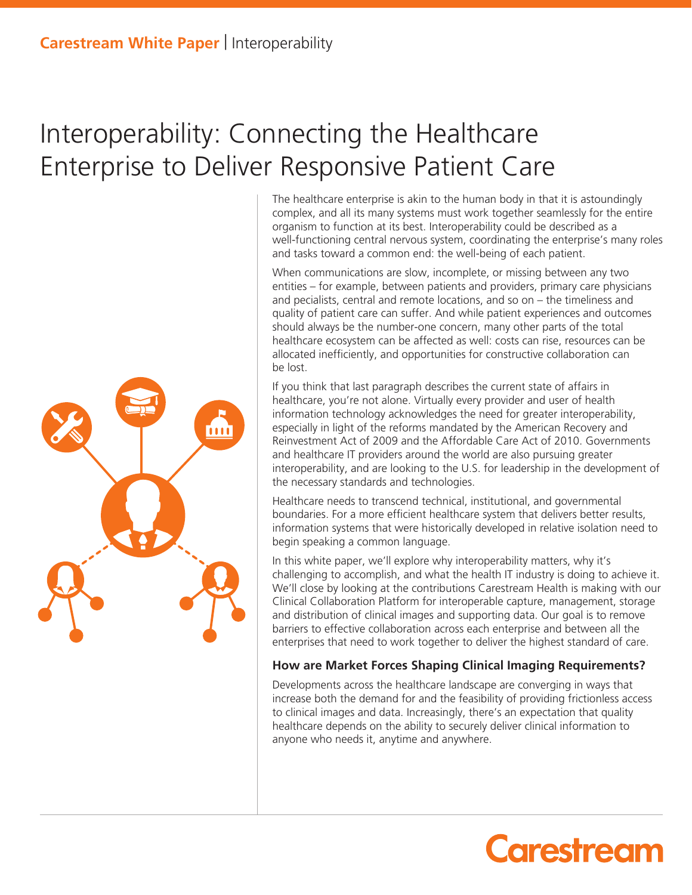# Interoperability: Connecting the Healthcare Enterprise to Deliver Responsive Patient Care

The healthcare enterprise is akin to the human body in that it is astoundingly complex, and all its many systems must work together seamlessly for the entire organism to function at its best. Interoperability could be described as a well-functioning central nervous system, coordinating the enterprise's many roles and tasks toward a common end: the well-being of each patient.

When communications are slow, incomplete, or missing between any two entities – for example, between patients and providers, primary care physicians and pecialists, central and remote locations, and so on – the timeliness and quality of patient care can suffer. And while patient experiences and outcomes should always be the number-one concern, many other parts of the total healthcare ecosystem can be affected as well: costs can rise, resources can be allocated inefficiently, and opportunities for constructive collaboration can be lost.

If you think that last paragraph describes the current state of affairs in healthcare, you're not alone. Virtually every provider and user of health information technology acknowledges the need for greater interoperability, especially in light of the reforms mandated by the American Recovery and Reinvestment Act of 2009 and the Affordable Care Act of 2010. Governments and healthcare IT providers around the world are also pursuing greater interoperability, and are looking to the U.S. for leadership in the development of the necessary standards and technologies.

Healthcare needs to transcend technical, institutional, and governmental boundaries. For a more efficient healthcare system that delivers better results, information systems that were historically developed in relative isolation need to begin speaking a common language.

In this white paper, we'll explore why interoperability matters, why it's challenging to accomplish, and what the health IT industry is doing to achieve it. We'll close by looking at the contributions Carestream Health is making with our Clinical Collaboration Platform for interoperable capture, management, storage and distribution of clinical images and supporting data. Our goal is to remove barriers to effective collaboration across each enterprise and between all the enterprises that need to work together to deliver the highest standard of care.

### How are Market Forces Shaping Clinical Imaging Requirements?

Developments across the healthcare landscape are converging in ways that increase both the demand for and the feasibility of providing frictionless access to clinical images and data. Increasingly, there's an expectation that quality healthcare depends on the ability to securely deliver clinical information to anyone who needs it, anytime and anywhere.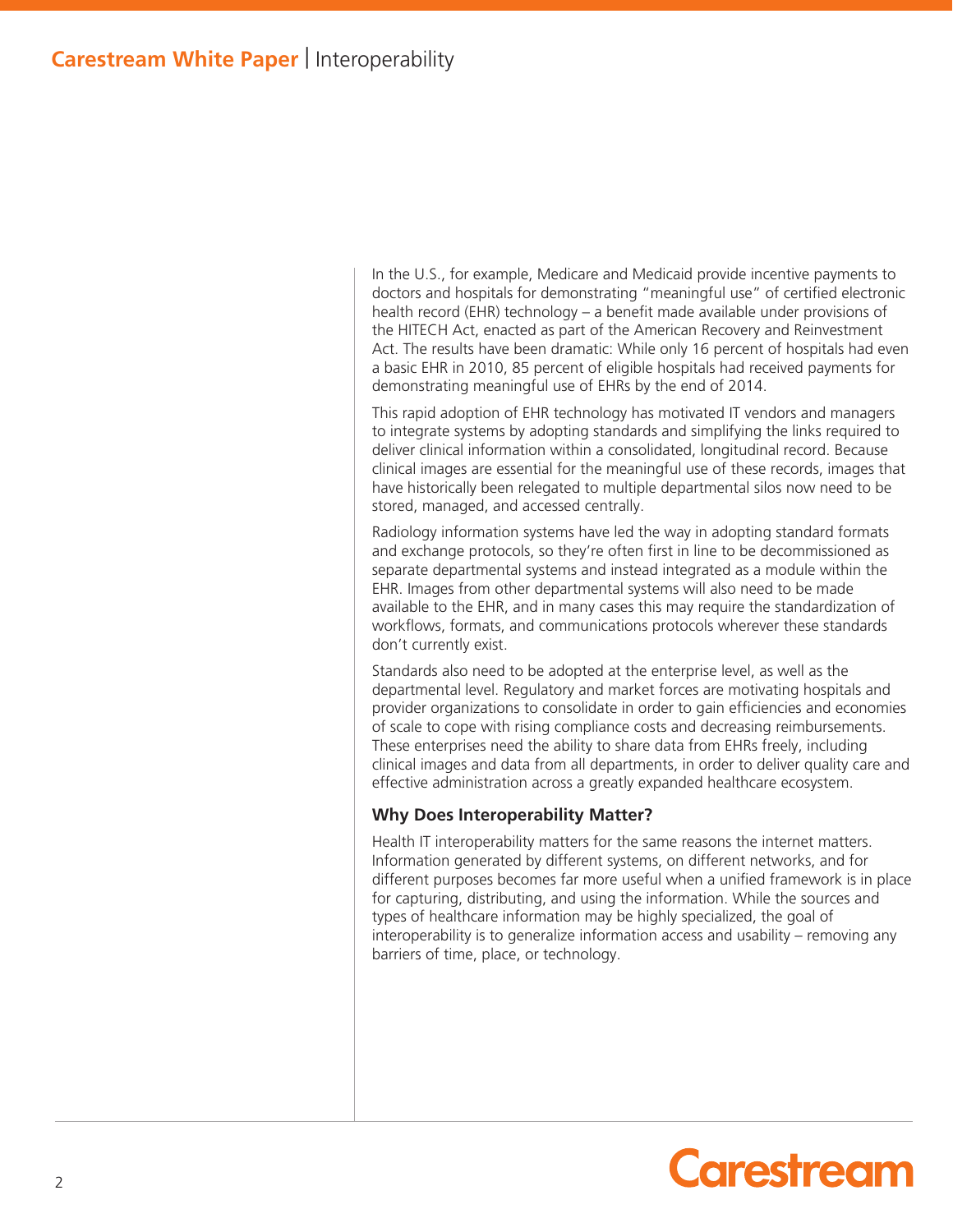In the U.S., for example, Medicare and Medicaid provide incentive payments to doctors and hospitals for demonstrating "meaningful use" of certified electronic health record (EHR) technology – a benefit made available under provisions of the HITECH Act, enacted as part of the American Recovery and Reinvestment Act. The results have been dramatic: While only 16 percent of hospitals had even a basic EHR in 2010, 85 percent of eligible hospitals had received payments for demonstrating meaningful use of EHRs by the end of 2014.

This rapid adoption of EHR technology has motivated IT vendors and managers to integrate systems by adopting standards and simplifying the links required to deliver clinical information within a consolidated, longitudinal record. Because clinical images are essential for the meaningful use of these records, images that have historically been relegated to multiple departmental silos now need to be stored, managed, and accessed centrally.

Radiology information systems have led the way in adopting standard formats and exchange protocols, so they're often first in line to be decommissioned as separate departmental systems and instead integrated as a module within the EHR. Images from other departmental systems will also need to be made available to the EHR, and in many cases this may require the standardization of workflows, formats, and communications protocols wherever these standards don't currently exist.

Standards also need to be adopted at the enterprise level, as well as the departmental level. Regulatory and market forces are motivating hospitals and provider organizations to consolidate in order to gain efficiencies and economies of scale to cope with rising compliance costs and decreasing reimbursements. These enterprises need the ability to share data from EHRs freely, including clinical images and data from all departments, in order to deliver quality care and effective administration across a greatly expanded healthcare ecosystem.

### Why Does Interoperability Matter?

Health IT interoperability matters for the same reasons the internet matters. Information generated by different systems, on different networks, and for different purposes becomes far more useful when a unified framework is in place for capturing, distributing, and using the information. While the sources and types of healthcare information may be highly specialized, the goal of interoperability is to generalize information access and usability – removing any barriers of time, place, or technology.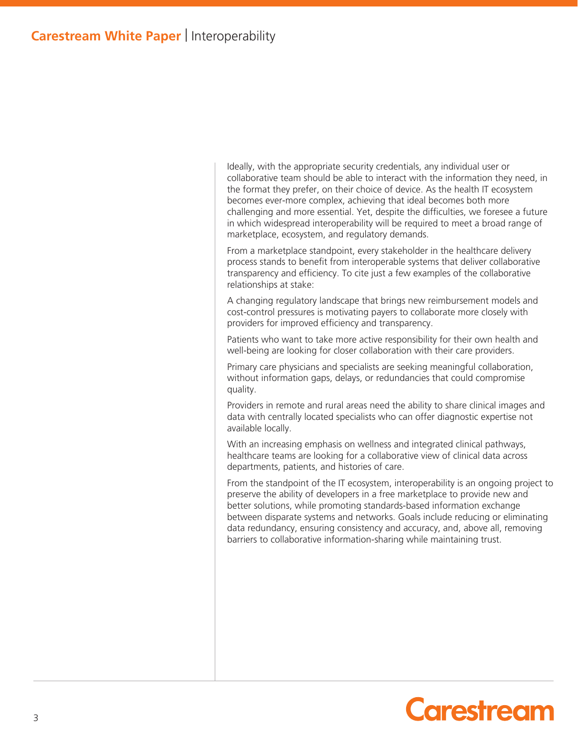Ideally, with the appropriate security credentials, any individual user or collaborative team should be able to interact with the information they need, in the format they prefer, on their choice of device. As the health IT ecosystem becomes ever-more complex, achieving that ideal becomes both more challenging and more essential. Yet, despite the difficulties, we foresee a future in which widespread interoperability will be required to meet a broad range of marketplace, ecosystem, and regulatory demands.

From a marketplace standpoint, every stakeholder in the healthcare delivery process stands to benefit from interoperable systems that deliver collaborative transparency and efficiency. To cite just a few examples of the collaborative relationships at stake:

A changing regulatory landscape that brings new reimbursement models and cost-control pressures is motivating payers to collaborate more closely with providers for improved efficiency and transparency.

Patients who want to take more active responsibility for their own health and well-being are looking for closer collaboration with their care providers.

Primary care physicians and specialists are seeking meaningful collaboration, without information gaps, delays, or redundancies that could compromise quality.

Providers in remote and rural areas need the ability to share clinical images and data with centrally located specialists who can offer diagnostic expertise not available locally.

With an increasing emphasis on wellness and integrated clinical pathways, healthcare teams are looking for a collaborative view of clinical data across departments, patients, and histories of care.

From the standpoint of the IT ecosystem, interoperability is an ongoing project to preserve the ability of developers in a free marketplace to provide new and better solutions, while promoting standards-based information exchange between disparate systems and networks. Goals include reducing or eliminating data redundancy, ensuring consistency and accuracy, and, above all, removing barriers to collaborative information-sharing while maintaining trust.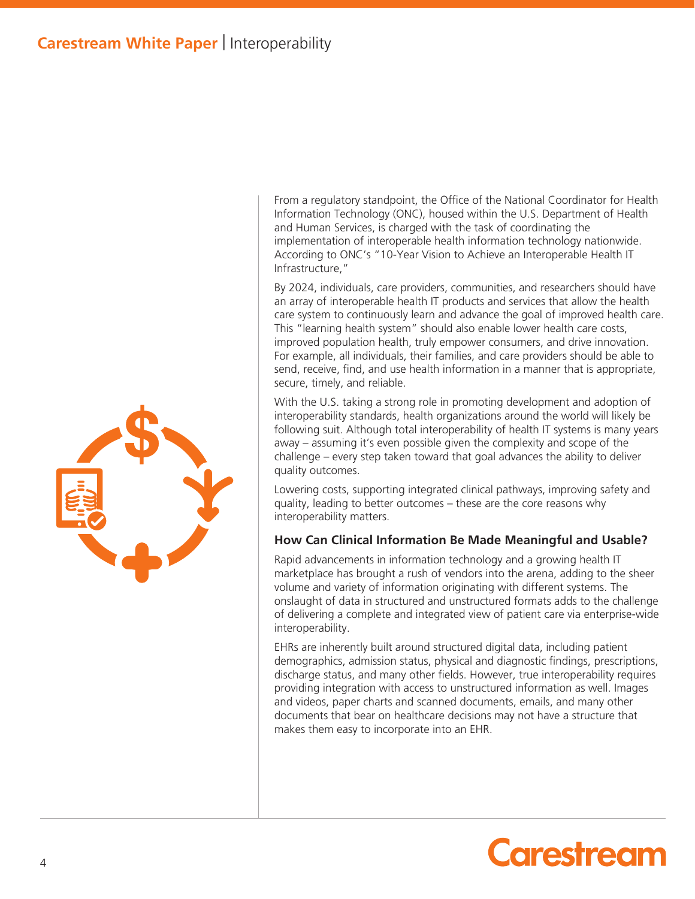From a regulatory standpoint, the Office of the National Coordinator for Health Information Technology (ONC), housed within the U.S. Department of Health and Human Services, is charged with the task of coordinating the implementation of interoperable health information technology nationwide. According to ONC's "10-Year Vision to Achieve an Interoperable Health IT Infrastructure,"

By 2024, individuals, care providers, communities, and researchers should have an array of interoperable health IT products and services that allow the health care system to continuously learn and advance the goal of improved health care. This "learning health system" should also enable lower health care costs, improved population health, truly empower consumers, and drive innovation. For example, all individuals, their families, and care providers should be able to send, receive, find, and use health information in a manner that is appropriate, secure, timely, and reliable.

With the U.S. taking a strong role in promoting development and adoption of interoperability standards, health organizations around the world will likely be following suit. Although total interoperability of health IT systems is many years away – assuming it's even possible given the complexity and scope of the challenge – every step taken toward that goal advances the ability to deliver quality outcomes.

Lowering costs, supporting integrated clinical pathways, improving safety and quality, leading to better outcomes – these are the core reasons why interoperability matters.

### How Can Clinical Information Be Made Meaningful and Usable?

Rapid advancements in information technology and a growing health IT marketplace has brought a rush of vendors into the arena, adding to the sheer volume and variety of information originating with different systems. The onslaught of data in structured and unstructured formats adds to the challenge of delivering a complete and integrated view of patient care via enterprise-wide interoperability.

EHRs are inherently built around structured digital data, including patient demographics, admission status, physical and diagnostic findings, prescriptions, discharge status, and many other fields. However, true interoperability requires providing integration with access to unstructured information as well. Images and videos, paper charts and scanned documents, emails, and many other documents that bear on healthcare decisions may not have a structure that makes them easy to incorporate into an EHR.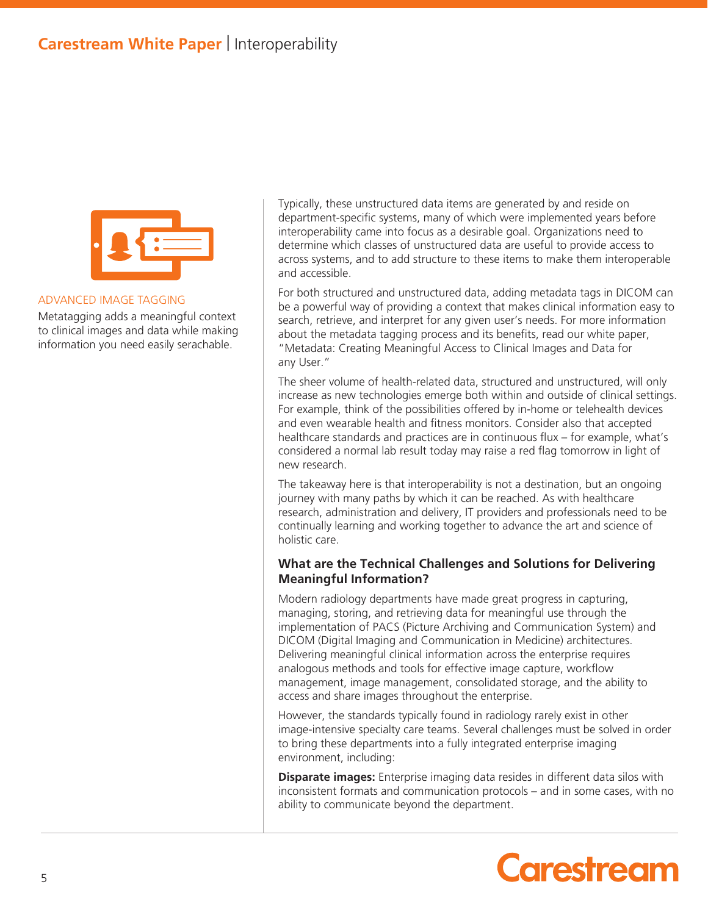ADVANCED IMAGE TAGGING

Metatagging adds a meaningful context to clinical images and data while making information you need easily serachable.

Typically, these unstructured data items are generated by and reside on department-specific systems, many of which were implemented years before interoperability came into focus as a desirable goal. Organizations need to determine which classes of unstructured data are useful to provide access to across systems, and to add structure to these items to make them interoperable and accessible.

For both structured and unstructured data, adding metadata tags in DICOM can be a powerful way of providing a context that makes clinical information easy to search, retrieve, and interpret for any given user's needs. For more information about the metadata tagging process and its benefits, read our white paper, "Metadata: Creating Meaningful Access to Clinical Images and Data for any User."

The sheer volume of health-related data, structured and unstructured, will only increase as new technologies emerge both within and outside of clinical settings. For example, think of the possibilities offered by in-home or telehealth devices and even wearable health and fitness monitors. Consider also that accepted healthcare standards and practices are in continuous flux – for example, what's considered a normal lab result today may raise a red flag tomorrow in light of new research.

The takeaway here is that interoperability is not a destination, but an ongoing journey with many paths by which it can be reached. As with healthcare research, administration and delivery, IT providers and professionals need to be continually learning and working together to advance the art and science of holistic care.

### What are the Technical Challenges and Solutions for Delivering Meaningful Information?

Modern radiology departments have made great progress in capturing, managing, storing, and retrieving data for meaningful use through the implementation of PACS (Picture Archiving and Communication System) and DICOM (Digital Imaging and Communication in Medicine) architectures. Delivering meaningful clinical information across the enterprise requires analogous methods and tools for effective image capture, workflow management, image management, consolidated storage, and the ability to access and share images throughout the enterprise.

However, the standards typically found in radiology rarely exist in other image-intensive specialty care teams. Several challenges must be solved in order to bring these departments into a fully integrated enterprise imaging environment, including:

**Disparate images:** Enterprise imaging data resides in different data silos with inconsistent formats and communication protocols – and in some cases, with no ability to communicate beyond the department.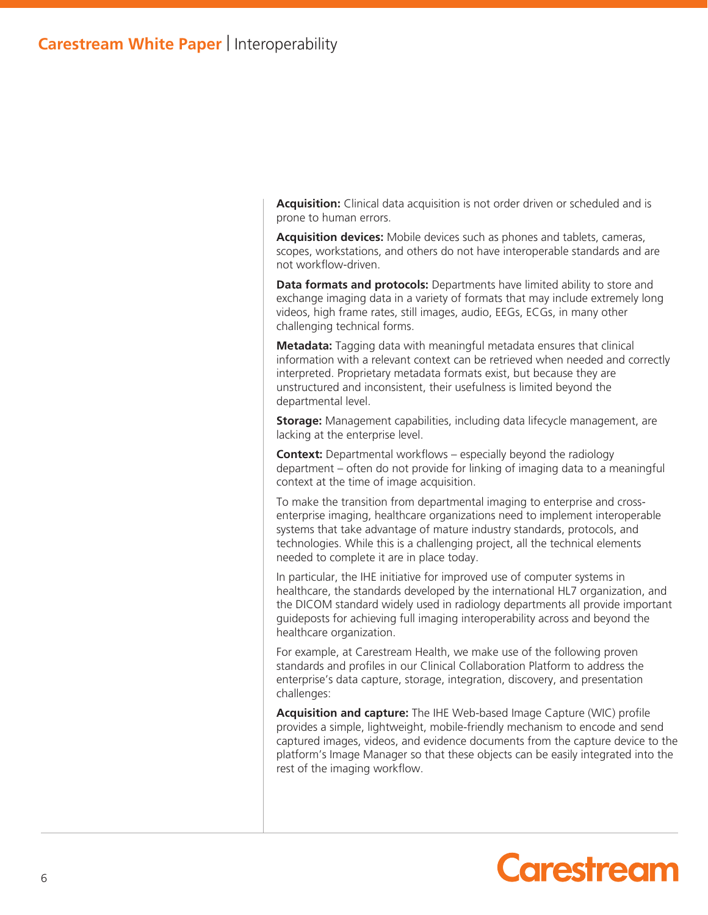**Acquisition:** Clinical data acquisition is not order driven or scheduled and is prone to human errors.

**Acquisition devices:** Mobile devices such as phones and tablets, cameras, scopes, workstations, and others do not have interoperable standards and are not workflow-driven.

**Data formats and protocols:** Departments have limited ability to store and exchange imaging data in a variety of formats that may include extremely long videos, high frame rates, still images, audio, EEGs, ECGs, in many other challenging technical forms.

**Metadata:** Tagging data with meaningful metadata ensures that clinical information with a relevant context can be retrieved when needed and correctly interpreted. Proprietary metadata formats exist, but because they are unstructured and inconsistent, their usefulness is limited beyond the departmental level.

**Storage:** Management capabilities, including data lifecycle management, are lacking at the enterprise level.

**Context:** Departmental workflows – especially beyond the radiology department – often do not provide for linking of imaging data to a meaningful context at the time of image acquisition.

To make the transition from departmental imaging to enterprise and cross-enterprise imaging, healthcare organizations need to implement interoperable systems that take advantage of mature industry standards, protocols, and technologies. While this is a challenging project, all the technical elements needed to complete it are in place today.

In particular, the IHE initiative for improved use of computer systems in healthcare, the standards developed by the international HL7 organization, and the DICOM standard widely used in radiology departments all provide important guideposts for achieving full imaging interoperability across and beyond the healthcare organization.

For example, at Carestream Health, we make use of the following proven standards and profiles in our Clinical Collaboration Platform to address the enterprise's data capture, storage, integration, discovery, and presentation challenges:

**Acquisition and capture:** The IHE Web-based Image Capture (WIC) profile provides a simple, lightweight, mobile-friendly mechanism to encode and send captured images, videos, and evidence documents from the capture device to the platform's Image Manager so that these objects can be easily integrated into the rest of the imaging workflow.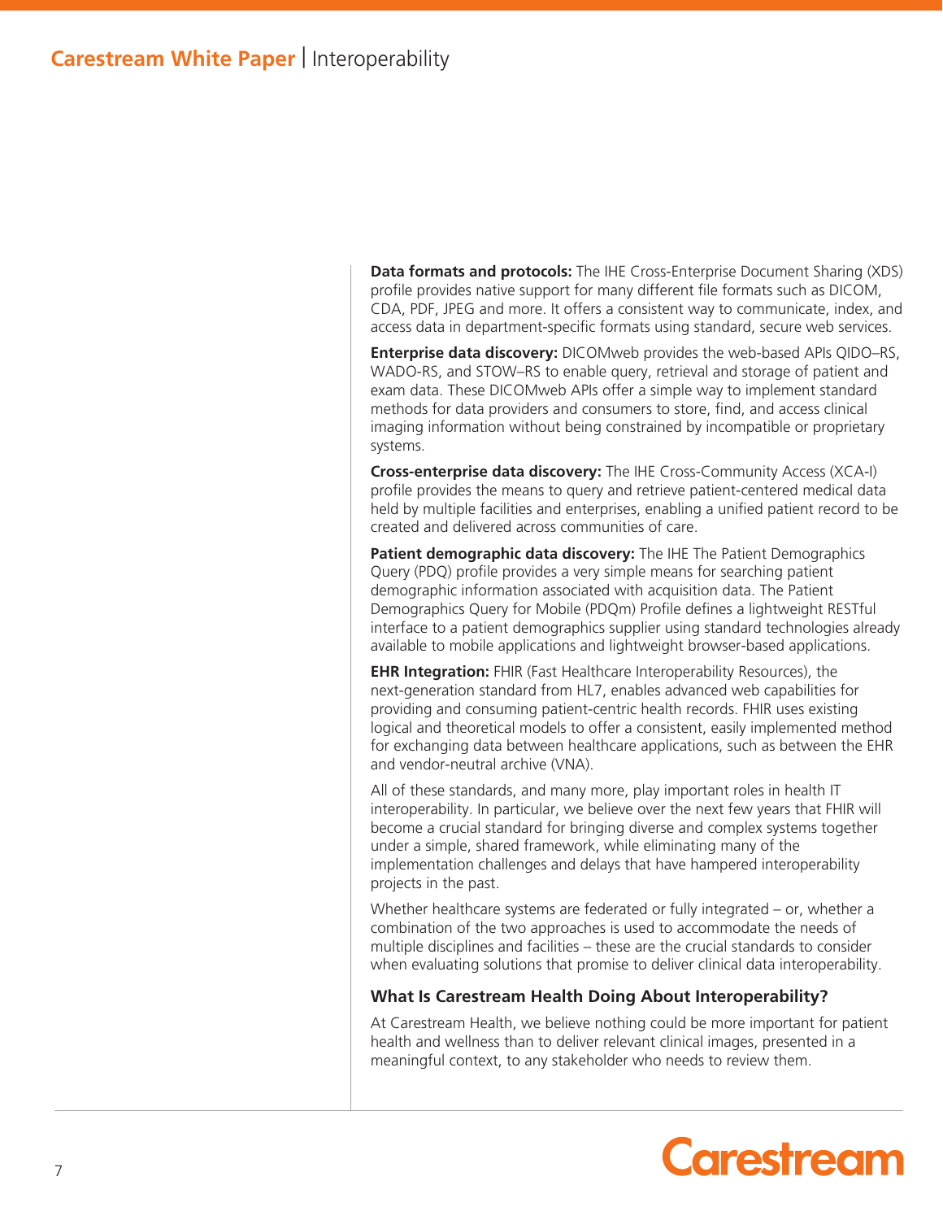**Data formats and protocols:** The IHE Cross-Enterprise Document Sharing (XDS) profile provides native support for many different file formats such as DICOM, CDA, PDF, JPEG and more. It offers a consistent way to communicate, index, and access data in department-specific formats using standard, secure web services.

**Enterprise data discovery:** DICOMweb provides the web-based APIs QIDO–RS, WADO-RS, and STOW–RS to enable query, retrieval and storage of patient and exam data. These DICOMweb APIs offer a simple way to implement standard methods for data providers and consumers to store, find, and access clinical imaging information without being constrained by incompatible or proprietary systems.

**Cross-enterprise data discovery:** The IHE Cross-Community Access (XCA-I) profile provides the means to query and retrieve patient-centered medical data held by multiple facilities and enterprises, enabling a unified patient record to be created and delivered across communities of care.

**Patient demographic data discovery:** The IHE The Patient Demographics Query (PDQ) profile provides a very simple means for searching patient demographic information associated with acquisition data. The Patient Demographics Query for Mobile (PDQm) Profile defines a lightweight RESTful interface to a patient demographics supplier using standard technologies already available to mobile applications and lightweight browser-based applications.

**EHR Integration:** FHIR (Fast Healthcare Interoperability Resources), the next-generation standard from HL7, enables advanced web capabilities for providing and consuming patient-centric health records. FHIR uses existing logical and theoretical models to offer a consistent, easily implemented method for exchanging data between healthcare applications, such as between the EHR and vendor-neutral archive (VNA).

All of these standards, and many more, play important roles in health IT interoperability. In particular, we believe over the next few years that FHIR will become a crucial standard for bringing diverse and complex systems together under a simple, shared framework, while eliminating many of the implementation challenges and delays that have hampered interoperability projects in the past.

Whether healthcare systems are federated or fully integrated – or, whether a combination of the two approaches is used to accommodate the needs of multiple disciplines and facilities – these are the crucial standards to consider when evaluating solutions that promise to deliver clinical data interoperability.

### What Is Carestream Health Doing About Interoperability?

At Carestream Health, we believe nothing could be more important for patient health and wellness than to deliver relevant clinical images, presented in a meaningful context, to any stakeholder who needs to review them.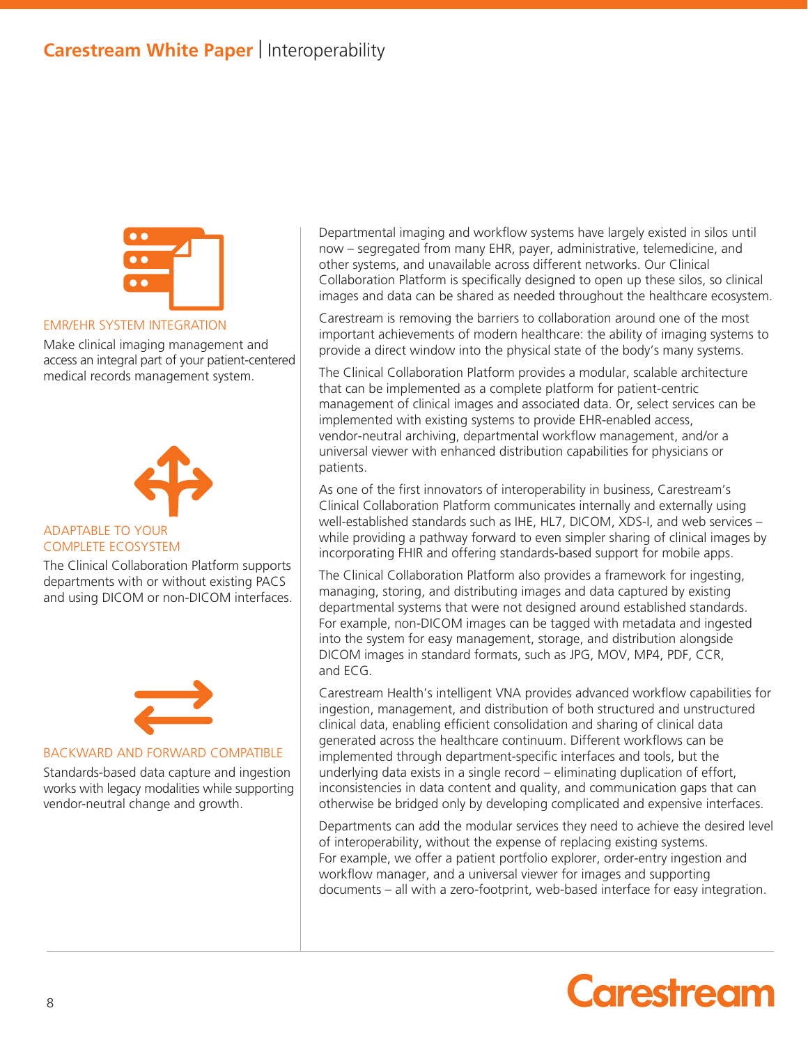### EMR/EHR SYSTEM INTEGRATION

Make clinical imaging management and access an integral part of your patient-centered medical records management system.

### ADAPTABLE TO YOUR COMPLETE ECOSYSTEM

The Clinical Collaboration Platform supports departments with or without existing PACS and using DICOM or non-DICOM interfaces.

### BACKWARD AND FORWARD COMPATIBLE

Standards-based data capture and ingestion works with legacy modalities while supporting vendor-neutral change and growth.

Departmental imaging and workflow systems have largely existed in silos until now – segregated from many EHR, payer, administrative, telemedicine, and other systems, and unavailable across different networks. Our Clinical Collaboration Platform is specifically designed to open up these silos, so clinical images and data can be shared as needed throughout the healthcare ecosystem.

Carestream is removing the barriers to collaboration around one of the most important achievements of modern healthcare: the ability of imaging systems to provide a direct window into the physical state of the body's many systems.

The Clinical Collaboration Platform provides a modular, scalable architecture that can be implemented as a complete platform for patient-centric management of clinical images and associated data. Or, select services can be implemented with existing systems to provide EHR-enabled access, vendor-neutral archiving, departmental workflow management, and/or a universal viewer with enhanced distribution capabilities for physicians or patients.

As one of the first innovators of interoperability in business, Carestream's Clinical Collaboration Platform communicates internally and externally using well-established standards such as IHE, HL7, DICOM, XDS-I, and web services – while providing a pathway forward to even simpler sharing of clinical images by incorporating FHIR and offering standards-based support for mobile apps.

The Clinical Collaboration Platform also provides a framework for ingesting, managing, storing, and distributing images and data captured by existing departmental systems that were not designed around established standards. For example, non-DICOM images can be tagged with metadata and ingested into the system for easy management, storage, and distribution alongside DICOM images in standard formats, such as JPG, MOV, MP4, PDF, CCR, and ECG.

Carestream Health's intelligent VNA provides advanced workflow capabilities for ingestion, management, and distribution of both structured and unstructured clinical data, enabling efficient consolidation and sharing of clinical data generated across the healthcare continuum. Different workflows can be implemented through department-specific interfaces and tools, but the underlying data exists in a single record – eliminating duplication of effort, inconsistencies in data content and quality, and communication gaps that can otherwise be bridged only by developing complicated and expensive interfaces.

Departments can add the modular services they need to achieve the desired level of interoperability, without the expense of replacing existing systems. For example, we offer a patient portfolio explorer, order-entry ingestion and workflow manager, and a universal viewer for images and supporting documents – all with a zero-footprint, web-based interface for easy integration.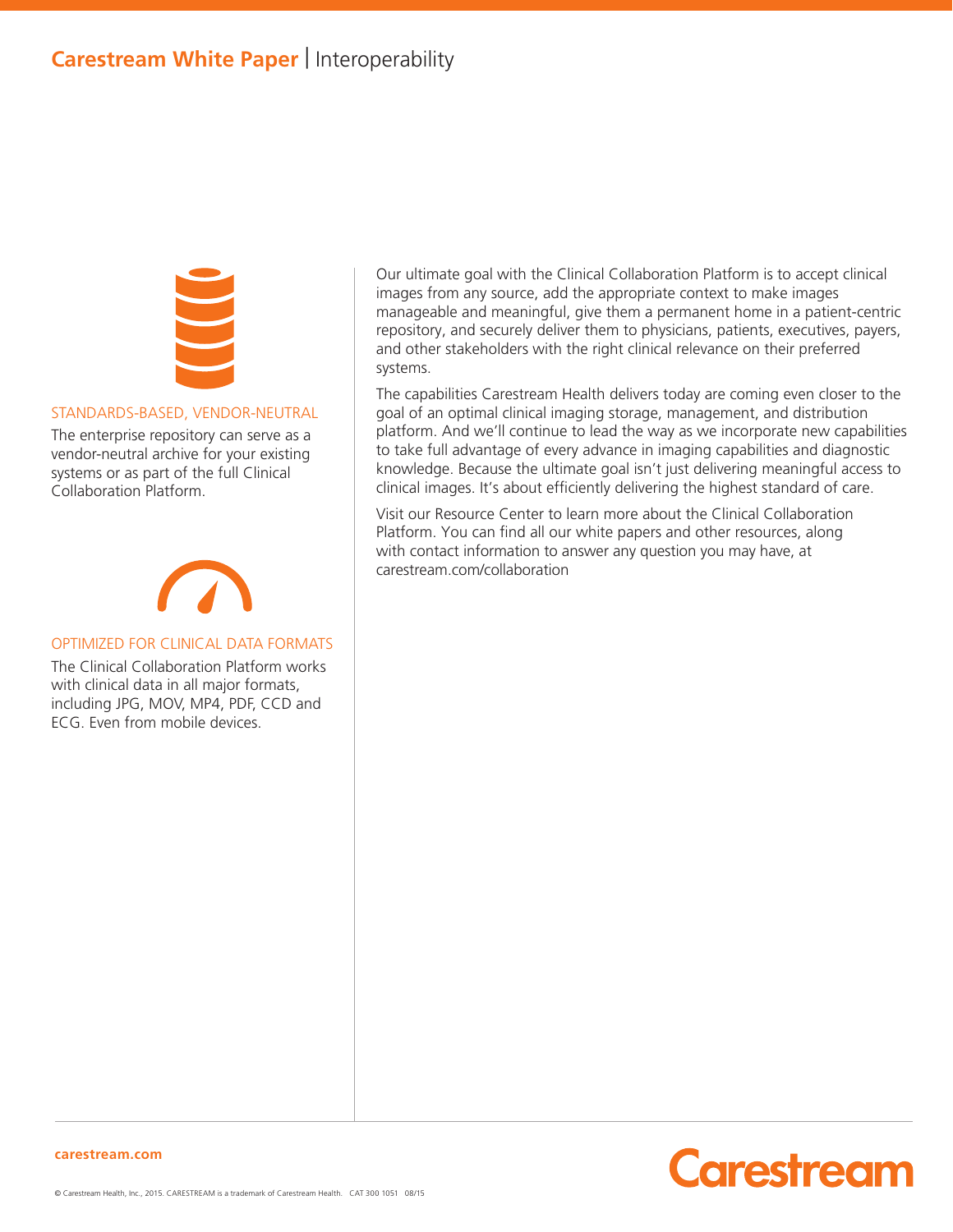### STANDARDS-BASED, VENDOR-NEUTRAL

The enterprise repository can serve as a vendor-neutral archive for your existing systems or as part of the full Clinical Collaboration Platform.

### OPTIMIZED FOR CLINICAL DATA FORMATS

The Clinical Collaboration Platform works with clinical data in all major formats, including JPG, MOV, MP4, PDF, CCD and ECG. Even from mobile devices.

Our ultimate goal with the Clinical Collaboration Platform is to accept clinical images from any source, add the appropriate context to make images manageable and meaningful, give them a permanent home in a patient-centric repository, and securely deliver them to physicians, patients, executives, payers, and other stakeholders with the right clinical relevance on their preferred systems.

The capabilities Carestream Health delivers today are coming even closer to the goal of an optimal clinical imaging storage, management, and distribution platform. And we'll continue to lead the way as we incorporate new capabilities to take full advantage of every advance in imaging capabilities and diagnostic knowledge. Because the ultimate goal isn't just delivering meaningful access to clinical images. It's about efficiently delivering the highest standard of care.

Visit our Resource Center to learn more about the Clinical Collaboration Platform. You can find all our white papers and other resources, along with contact information to answer any question you may have, at carestream.com/collaboration

**carestream.com**

Carestream

© Carestream Health, Inc., 2015. CARESTREAM is a trademark of Carestream Health. CAT 300 1051 08/15